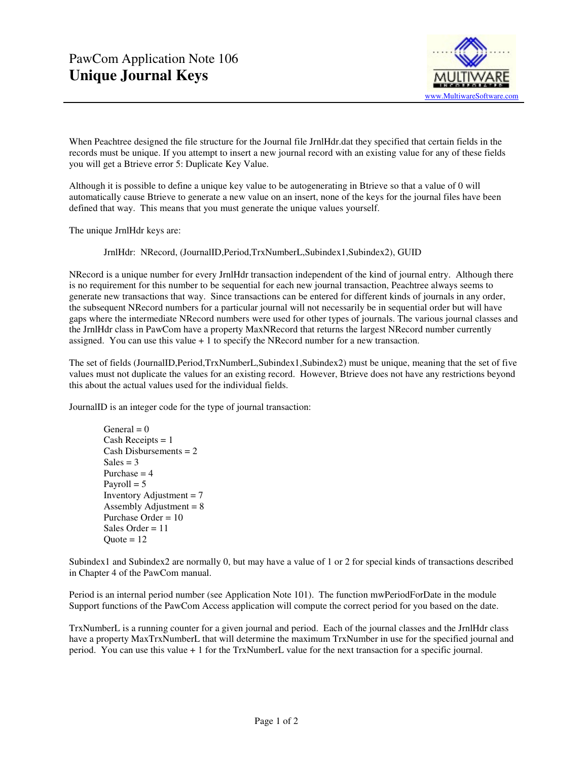# PawCom Application Note 106
## Unique Journal Keys

www.MultiwareSoftware.com

When Peachtree designed the file structure for the Journal file JrnlHdr.dat they specified that certain fields in the records must be unique. If you attempt to insert a new journal record with an existing value for any of these fields you will get a Btrieve error 5: Duplicate Key Value.

Although it is possible to define a unique key value to be autogenerating in Btrieve so that a value of 0 will automatically cause Btrieve to generate a new value on an insert, none of the keys for the journal files have been defined that way. This means that you must generate the unique values yourself.

The unique JrnlHdr keys are:

> JrnlHdr: NRecord, (JournalID,Period,TrxNumberL,Subindex1,Subindex2), GUID

NRecord is a unique number for every JrnlHdr transaction independent of the kind of journal entry. Although there is no requirement for this number to be sequential for each new journal transaction, Peachtree always seems to generate new transactions that way. Since transactions can be entered for different kinds of journals in any order, the subsequent NRecord numbers for a particular journal will not necessarily be in sequential order but will have gaps where the intermediate NRecord numbers were used for other types of journals. The various journal classes and the JrnlHdr class in PawCom have a property MaxNRecord that returns the largest NRecord number currently assigned. You can use this value + 1 to specify the NRecord number for a new transaction.

The set of fields (JournalID,Period,TrxNumberL,Subindex1,Subindex2) must be unique, meaning that the set of five values must not duplicate the values for an existing record. However, Btrieve does not have any restrictions beyond this about the actual values used for the individual fields.

JournalID is an integer code for the type of journal transaction:

> General = 0
> Cash Receipts = 1
> Cash Disbursements = 2
> Sales = 3
> Purchase = 4
> Payroll = 5
> Inventory Adjustment = 7
> Assembly Adjustment = 8
> Purchase Order = 10
> Sales Order = 11
> Quote = 12

Subindex1 and Subindex2 are normally 0, but may have a value of 1 or 2 for special kinds of transactions described in Chapter 4 of the PawCom manual.

Period is an internal period number (see Application Note 101). The function mwPeriodForDate in the module Support functions of the PawCom Access application will compute the correct period for you based on the date.

TrxNumberL is a running counter for a given journal and period. Each of the journal classes and the JrnlHdr class have a property MaxTrxNumberL that will determine the maximum TrxNumber in use for the specified journal and period. You can use this value + 1 for the TrxNumberL value for the next transaction for a specific journal.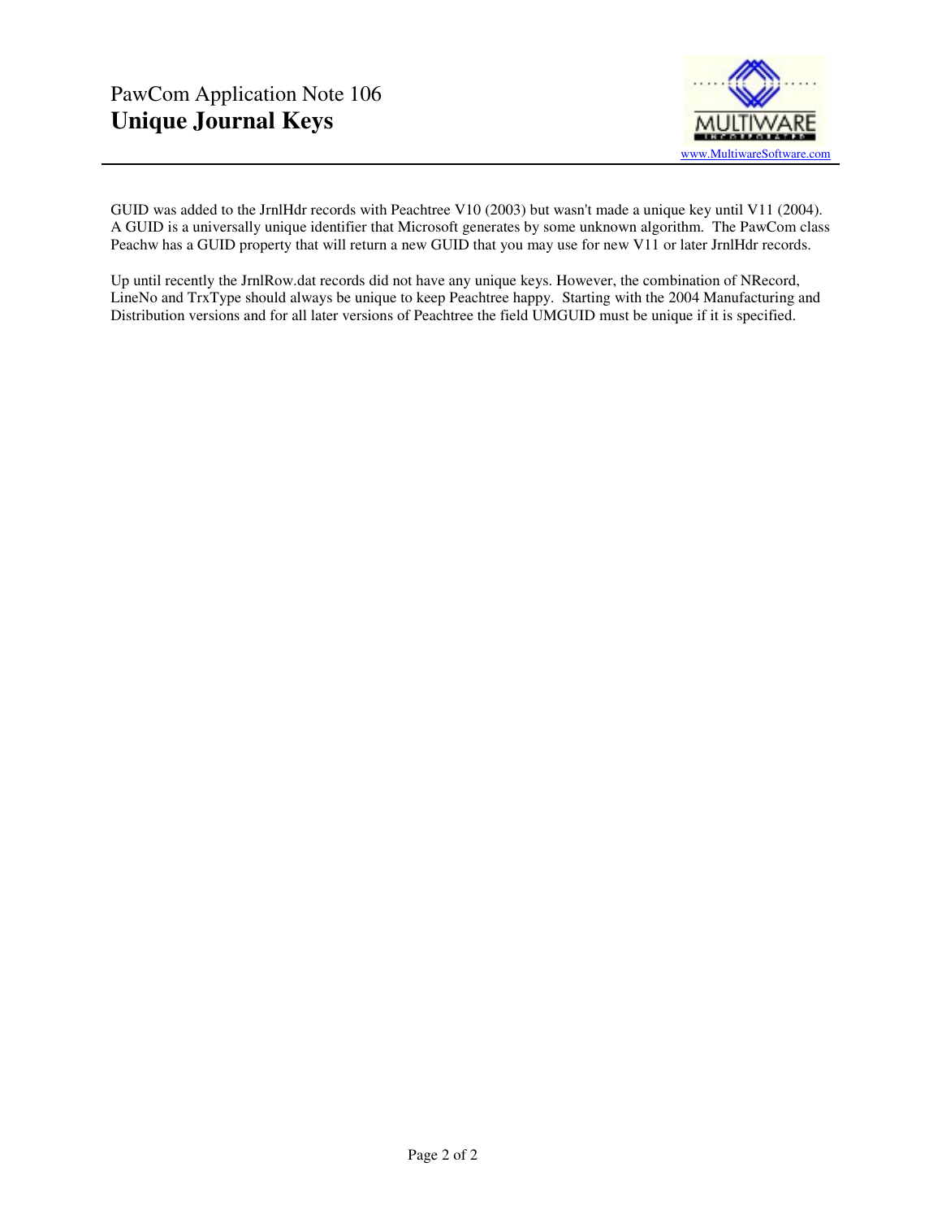PawCom Application Note 106

# Unique Journal Keys

www.MultiwareSoftware.com

GUID was added to the JrnlHdr records with Peachtree V10 (2003) but wasn't made a unique key until V11 (2004). A GUID is a universally unique identifier that Microsoft generates by some unknown algorithm. The PawCom class Peachw has a GUID property that will return a new GUID that you may use for new V11 or later JrnlHdr records.

Up until recently the JrnlRow.dat records did not have any unique keys. However, the combination of NRecord, LineNo and TrxType should always be unique to keep Peachtree happy. Starting with the 2004 Manufacturing and Distribution versions and for all later versions of Peachtree the field UMGUID must be unique if it is specified.